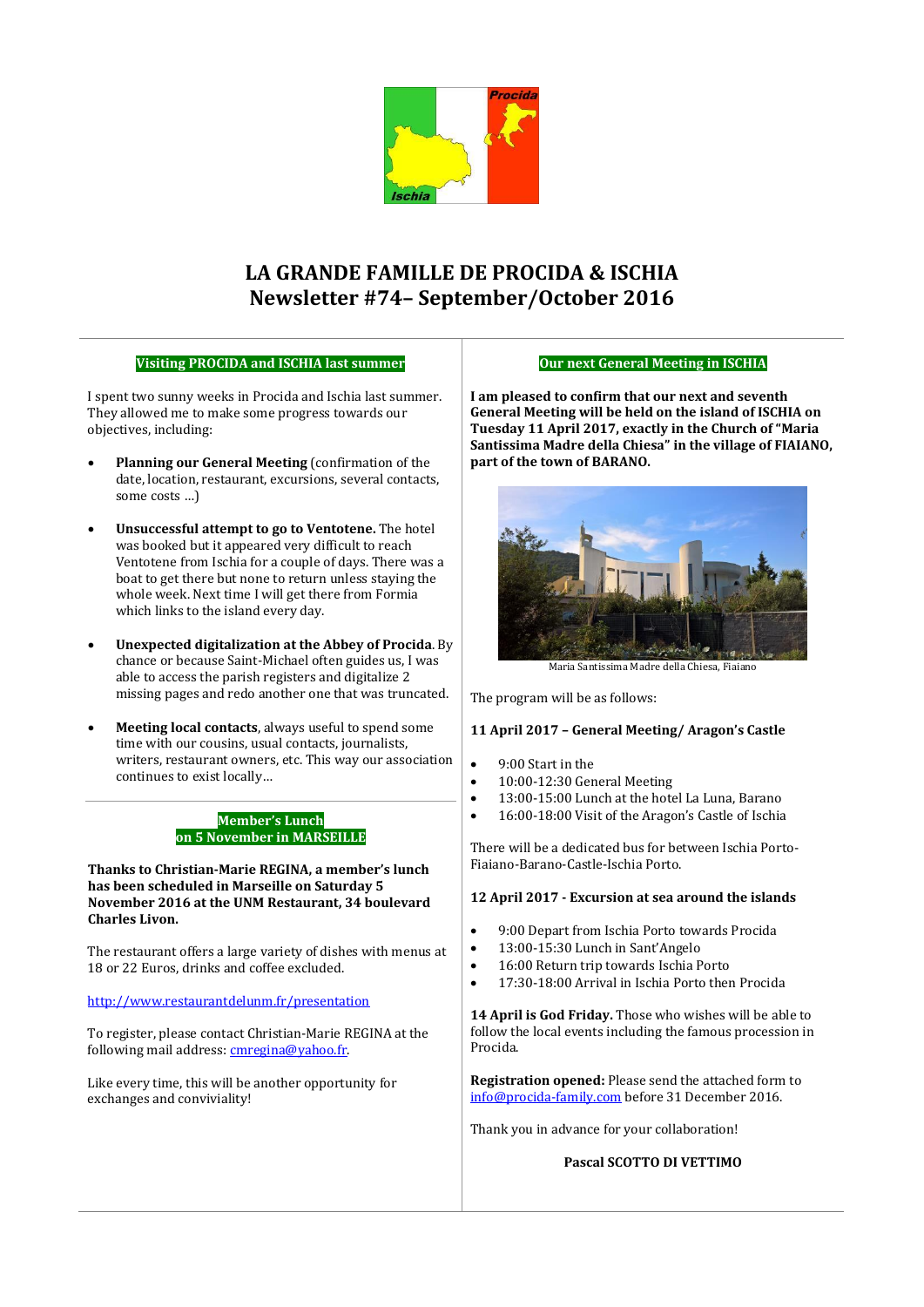# LA GRANDE FAMILLE DE PROCIDA & ISCHIA
# Newsletter #74– September/October 2016

## Visiting PROCIDA and ISCHIA last summer

I spent two sunny weeks in Procida and Ischia last summer. They allowed me to make some progress towards our objectives, including:

- **Planning our General Meeting** (confirmation of the date, location, restaurant, excursions, several contacts, some costs …)
- **Unsuccessful attempt to go to Ventotene.** The hotel was booked but it appeared very difficult to reach Ventotene from Ischia for a couple of days. There was a boat to get there but none to return unless staying the whole week. Next time I will get there from Formia which links to the island every day.
- **Unexpected digitalization at the Abbey of Procida**. By chance or because Saint-Michael often guides us, I was able to access the parish registers and digitalize 2 missing pages and redo another one that was truncated.
- **Meeting local contacts**, always useful to spend some time with our cousins, usual contacts, journalists, writers, restaurant owners, etc. This way our association continues to exist locally…

## Member's Lunch on 5 November in MARSEILLE

**Thanks to Christian-Marie REGINA, a member's lunch has been scheduled in Marseille on Saturday 5 November 2016 at the UNM Restaurant, 34 boulevard Charles Livon.**

The restaurant offers a large variety of dishes with menus at 18 or 22 Euros, drinks and coffee excluded.

http://www.restaurantdelunm.fr/presentation

To register, please contact Christian-Marie REGINA at the following mail address: cmregina@yahoo.fr.

Like every time, this will be another opportunity for exchanges and conviviality!

## Our next General Meeting in ISCHIA

**I am pleased to confirm that our next and seventh General Meeting will be held on the island of ISCHIA on Tuesday 11 April 2017, exactly in the Church of "Maria Santissima Madre della Chiesa" in the village of FIAIANO, part of the town of BARANO.**

Maria Santissima Madre della Chiesa, Fiaiano

The program will be as follows:

### 11 April 2017 – General Meeting/ Aragon's Castle

- 9:00 Start in the
- 10:00-12:30 General Meeting
- 13:00-15:00 Lunch at the hotel La Luna, Barano
- 16:00-18:00 Visit of the Aragon's Castle of Ischia

There will be a dedicated bus for between Ischia Porto-Fiaiano-Barano-Castle-Ischia Porto.

### 12 April 2017 - Excursion at sea around the islands

- 9:00 Depart from Ischia Porto towards Procida
- 13:00-15:30 Lunch in Sant'Angelo
- 16:00 Return trip towards Ischia Porto
- 17:30-18:00 Arrival in Ischia Porto then Procida

**14 April is God Friday.** Those who wishes will be able to follow the local events including the famous procession in Procida.

**Registration opened:** Please send the attached form to info@procida-family.com before 31 December 2016.

Thank you in advance for your collaboration!

**Pascal SCOTTO DI VETTIMO**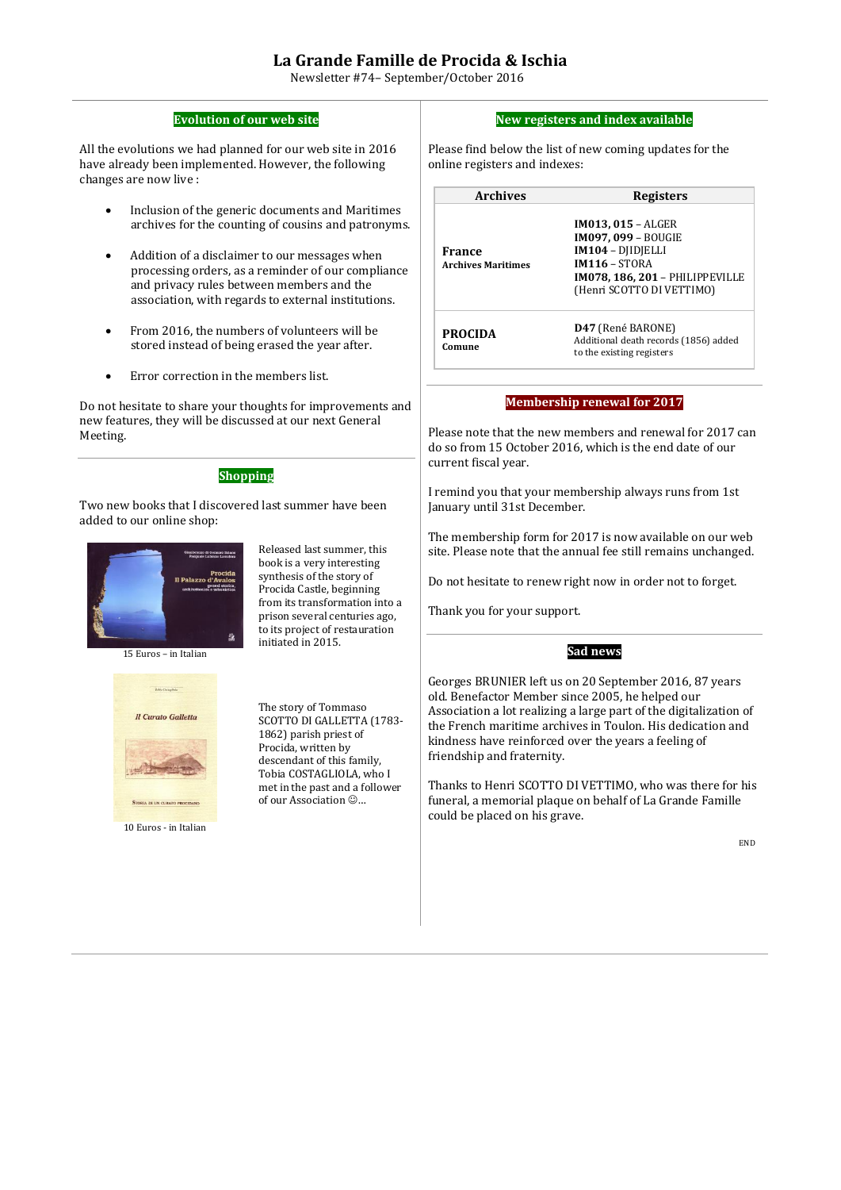# La Grande Famille de Procida & Ischia

Newsletter #74– September/October 2016

## Evolution of our web site

All the evolutions we had planned for our web site in 2016 have already been implemented. However, the following changes are now live :

- Inclusion of the generic documents and Maritimes archives for the counting of cousins and patronyms.
- Addition of a disclaimer to our messages when processing orders, as a reminder of our compliance and privacy rules between members and the association, with regards to external institutions.
- From 2016, the numbers of volunteers will be stored instead of being erased the year after.
- Error correction in the members list.

Do not hesitate to share your thoughts for improvements and new features, they will be discussed at our next General Meeting.

## Shopping

Two new books that I discovered last summer have been added to our online shop:

Released last summer, this book is a very interesting synthesis of the story of Procida Castle, beginning from its transformation into a prison several centuries ago, to its project of restauration initiated in 2015.

15 Euros – in Italian

The story of Tommaso SCOTTO DI GALLETTA (1783-1862) parish priest of Procida, written by descendant of this family, Tobia COSTAGLIOLA, who I met in the past and a follower of our Association ☺...

10 Euros - in Italian

## New registers and index available

Please find below the list of new coming updates for the online registers and indexes:

| Archives | Registers |
|---|---|
| **France** Archives Maritimes | **IM013, 015** – ALGER<br>**IM097, 099** – BOUGIE<br>**IM104** – DJIDJELLI<br>**IM116** – STORA<br>**IM078, 186, 201** – PHILIPPEVILLE<br>(Henri SCOTTO DI VETTIMO) |
| **PROCIDA** Comune | **D47** (René BARONE)<br>Additional death records (1856) added to the existing registers |

## Membership renewal for 2017

Please note that the new members and renewal for 2017 can do so from 15 October 2016, which is the end date of our current fiscal year.

I remind you that your membership always runs from 1st January until 31st December.

The membership form for 2017 is now available on our web site. Please note that the annual fee still remains unchanged.

Do not hesitate to renew right now in order not to forget.

Thank you for your support.

## Sad news

Georges BRUNIER left us on 20 September 2016, 87 years old. Benefactor Member since 2005, he helped our Association a lot realizing a large part of the digitalization of the French maritime archives in Toulon. His dedication and kindness have reinforced over the years a feeling of friendship and fraternity.

Thanks to Henri SCOTTO DI VETTIMO, who was there for his funeral, a memorial plaque on behalf of La Grande Famille could be placed on his grave.

END